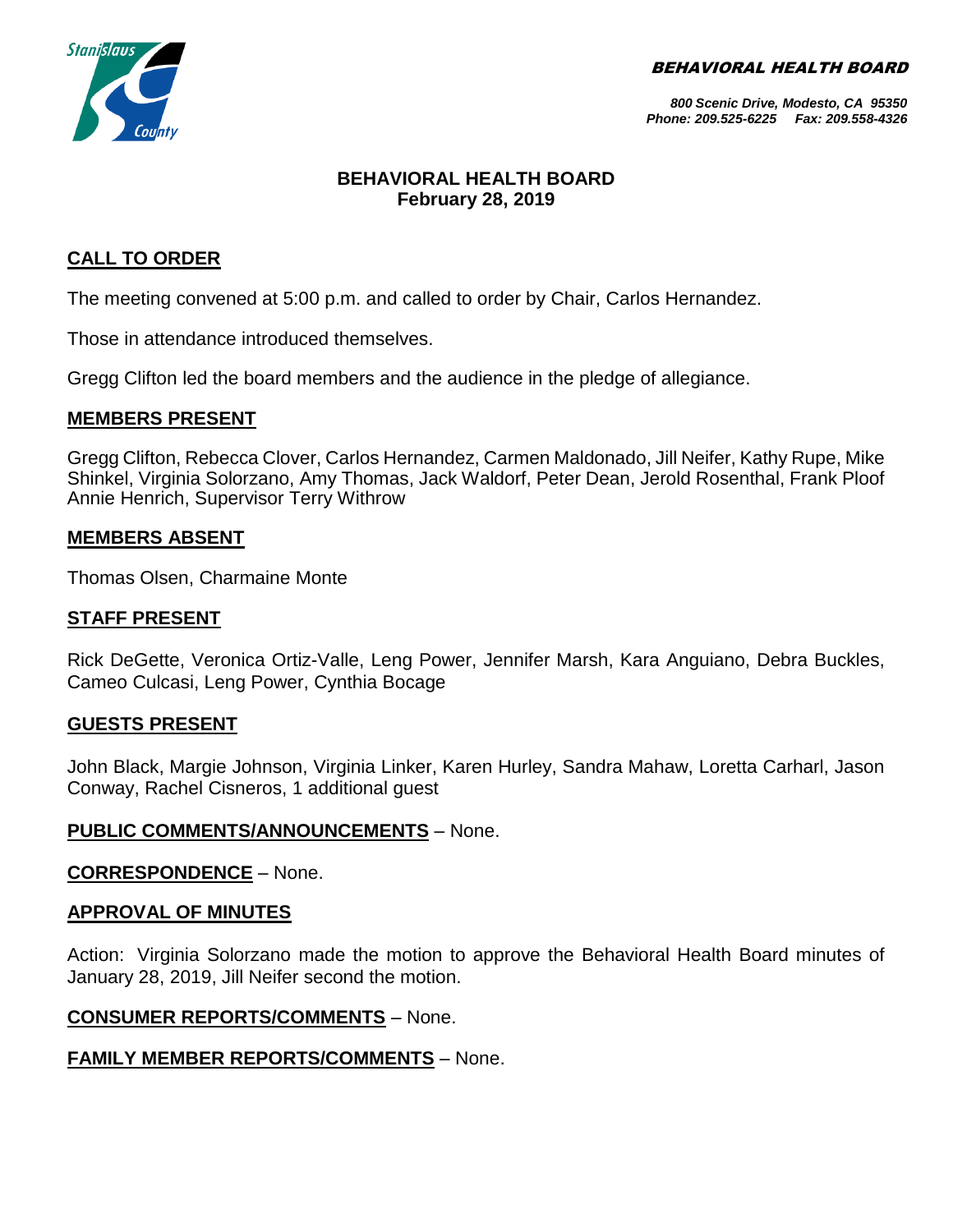BEHAVIORAL HEALTH BOARD

*800 Scenic Drive, Modesto, CA 95350*
*Phone: 209.525-6225 Fax: 209.558-4326*

# BEHAVIORAL HEALTH BOARD
## February 28, 2019

## CALL TO ORDER

The meeting convened at 5:00 p.m. and called to order by Chair, Carlos Hernandez.

Those in attendance introduced themselves.

Gregg Clifton led the board members and the audience in the pledge of allegiance.

## MEMBERS PRESENT

Gregg Clifton, Rebecca Clover, Carlos Hernandez, Carmen Maldonado, Jill Neifer, Kathy Rupe, Mike Shinkel, Virginia Solorzano, Amy Thomas, Jack Waldorf, Peter Dean, Jerold Rosenthal, Frank Ploof Annie Henrich, Supervisor Terry Withrow

## MEMBERS ABSENT

Thomas Olsen, Charmaine Monte

## STAFF PRESENT

Rick DeGette, Veronica Ortiz-Valle, Leng Power, Jennifer Marsh, Kara Anguiano, Debra Buckles, Cameo Culcasi, Leng Power, Cynthia Bocage

## GUESTS PRESENT

John Black, Margie Johnson, Virginia Linker, Karen Hurley, Sandra Mahaw, Loretta Carharl, Jason Conway, Rachel Cisneros, 1 additional guest

**PUBLIC COMMENTS/ANNOUNCEMENTS** – None.

**CORRESPONDENCE** – None.

## APPROVAL OF MINUTES

Action: Virginia Solorzano made the motion to approve the Behavioral Health Board minutes of January 28, 2019, Jill Neifer second the motion.

**CONSUMER REPORTS/COMMENTS** – None.

**FAMILY MEMBER REPORTS/COMMENTS** – None.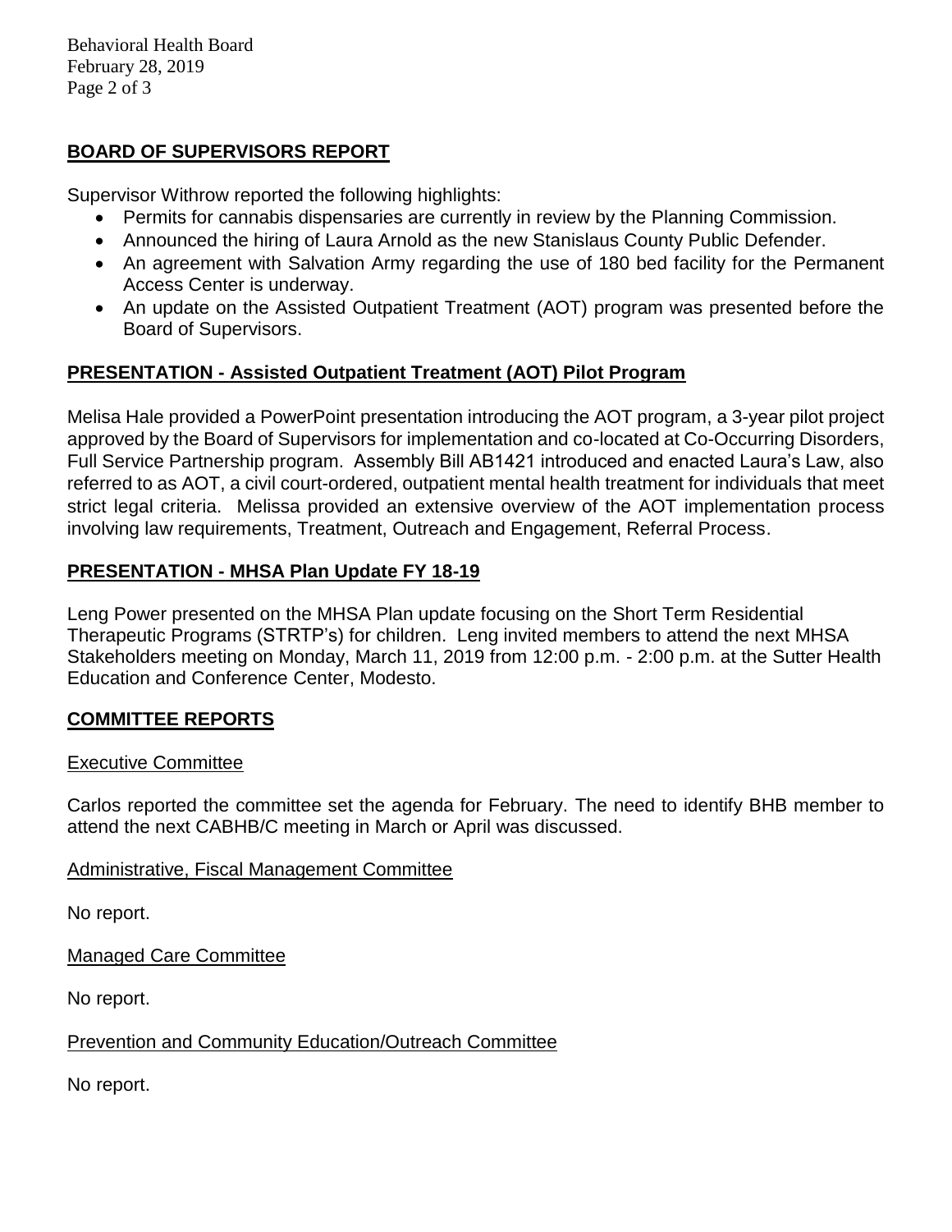## BOARD OF SUPERVISORS REPORT

Supervisor Withrow reported the following highlights:

- Permits for cannabis dispensaries are currently in review by the Planning Commission.
- Announced the hiring of Laura Arnold as the new Stanislaus County Public Defender.
- An agreement with Salvation Army regarding the use of 180 bed facility for the Permanent Access Center is underway.
- An update on the Assisted Outpatient Treatment (AOT) program was presented before the Board of Supervisors.

## PRESENTATION - Assisted Outpatient Treatment (AOT) Pilot Program

Melisa Hale provided a PowerPoint presentation introducing the AOT program, a 3-year pilot project approved by the Board of Supervisors for implementation and co-located at Co-Occurring Disorders, Full Service Partnership program. Assembly Bill AB1421 introduced and enacted Laura's Law, also referred to as AOT, a civil court-ordered, outpatient mental health treatment for individuals that meet strict legal criteria. Melissa provided an extensive overview of the AOT implementation process involving law requirements, Treatment, Outreach and Engagement, Referral Process.

## PRESENTATION - MHSA Plan Update FY 18-19

Leng Power presented on the MHSA Plan update focusing on the Short Term Residential Therapeutic Programs (STRTP's) for children. Leng invited members to attend the next MHSA Stakeholders meeting on Monday, March 11, 2019 from 12:00 p.m. - 2:00 p.m. at the Sutter Health Education and Conference Center, Modesto.

## COMMITTEE REPORTS

### Executive Committee

Carlos reported the committee set the agenda for February. The need to identify BHB member to attend the next CABHB/C meeting in March or April was discussed.

### Administrative, Fiscal Management Committee

No report.

### Managed Care Committee

No report.

### Prevention and Community Education/Outreach Committee

No report.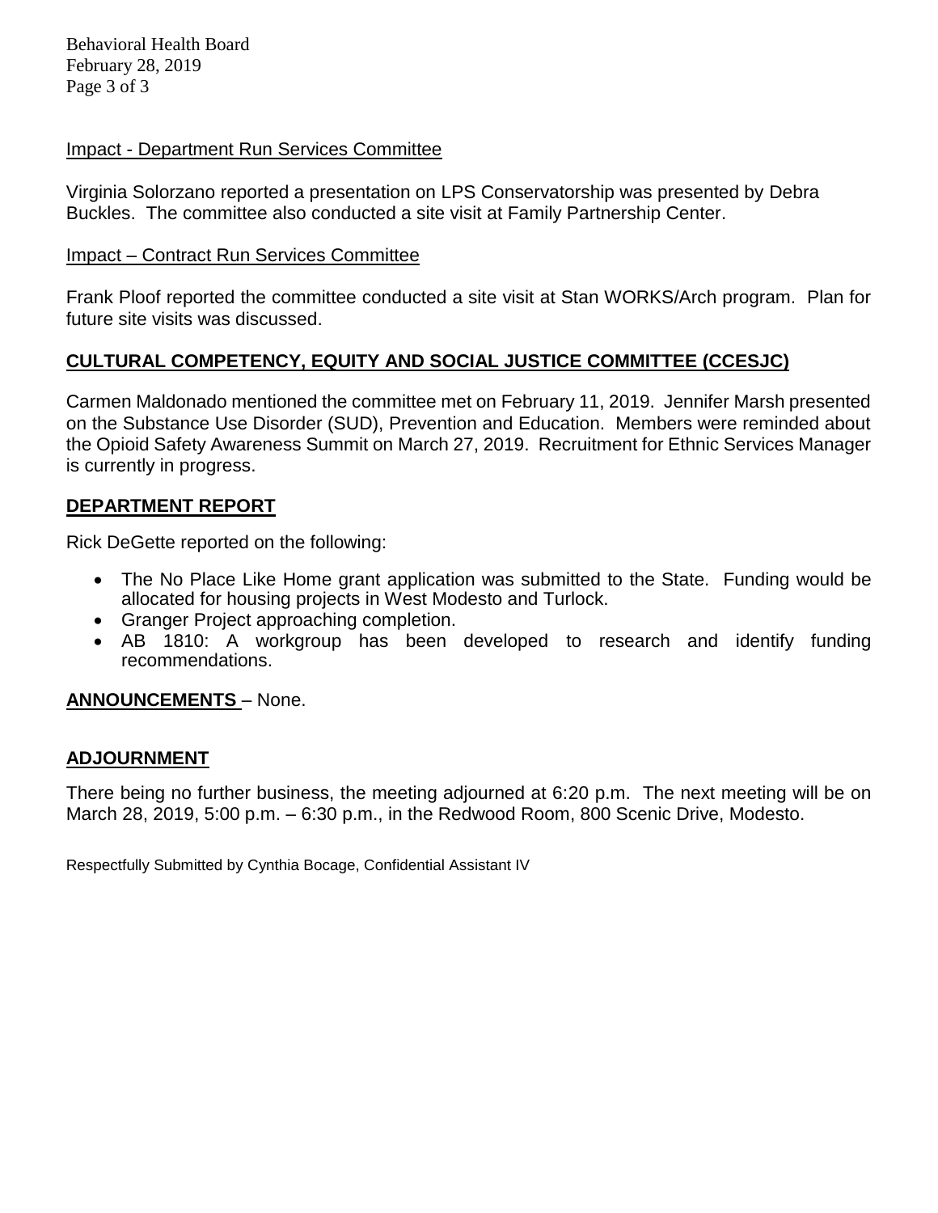Impact - Department Run Services Committee

Virginia Solorzano reported a presentation on LPS Conservatorship was presented by Debra Buckles. The committee also conducted a site visit at Family Partnership Center.

Impact – Contract Run Services Committee

Frank Ploof reported the committee conducted a site visit at Stan WORKS/Arch program. Plan for future site visits was discussed.

## CULTURAL COMPETENCY, EQUITY AND SOCIAL JUSTICE COMMITTEE (CCESJC)

Carmen Maldonado mentioned the committee met on February 11, 2019. Jennifer Marsh presented on the Substance Use Disorder (SUD), Prevention and Education. Members were reminded about the Opioid Safety Awareness Summit on March 27, 2019. Recruitment for Ethnic Services Manager is currently in progress.

## DEPARTMENT REPORT

Rick DeGette reported on the following:

- The No Place Like Home grant application was submitted to the State. Funding would be allocated for housing projects in West Modesto and Turlock.
- Granger Project approaching completion.
- AB 1810: A workgroup has been developed to research and identify funding recommendations.

**ANNOUNCEMENTS** – None.

## ADJOURNMENT

There being no further business, the meeting adjourned at 6:20 p.m. The next meeting will be on March 28, 2019, 5:00 p.m. – 6:30 p.m., in the Redwood Room, 800 Scenic Drive, Modesto.

Respectfully Submitted by Cynthia Bocage, Confidential Assistant IV